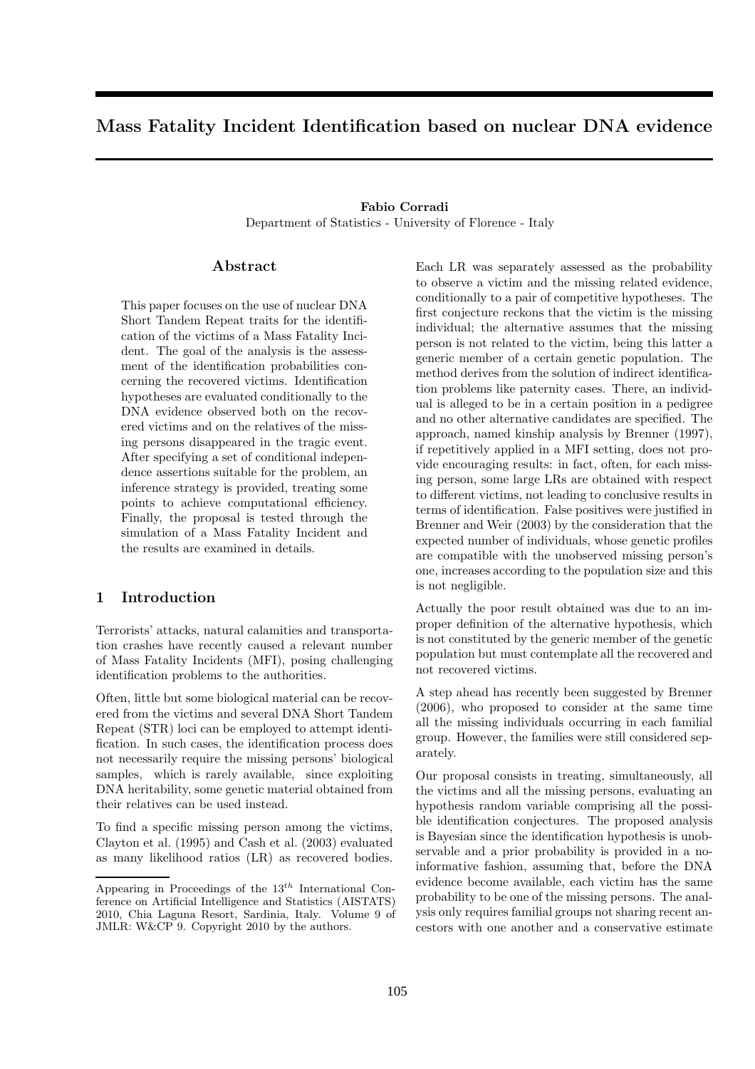# Mass Fatality Incident Identification based on nuclear DNA evidence

**Fabio Corradi**
Department of Statistics - University of Florence - Italy

## Abstract

This paper focuses on the use of nuclear DNA Short Tandem Repeat traits for the identification of the victims of a Mass Fatality Incident. The goal of the analysis is the assessment of the identification probabilities concerning the recovered victims. Identification hypotheses are evaluated conditionally to the DNA evidence observed both on the recovered victims and on the relatives of the missing persons disappeared in the tragic event. After specifying a set of conditional independence assertions suitable for the problem, an inference strategy is provided, treating some points to achieve computational efficiency. Finally, the proposal is tested through the simulation of a Mass Fatality Incident and the results are examined in details.

## 1 Introduction

Terrorists' attacks, natural calamities and transportation crashes have recently caused a relevant number of Mass Fatality Incidents (MFI), posing challenging identification problems to the authorities.

Often, little but some biological material can be recovered from the victims and several DNA Short Tandem Repeat (STR) loci can be employed to attempt identification. In such cases, the identification process does not necessarily require the missing persons' biological samples, which is rarely available, since exploiting DNA heritability, some genetic material obtained from their relatives can be used instead.

To find a specific missing person among the victims, Clayton et al. (1995) and Cash et al. (2003) evaluated as many likelihood ratios (LR) as recovered bodies. Each LR was separately assessed as the probability to observe a victim and the missing related evidence, conditionally to a pair of competitive hypotheses. The first conjecture reckons that the victim is the missing individual; the alternative assumes that the missing person is not related to the victim, being this latter a generic member of a certain genetic population. The method derives from the solution of indirect identification problems like paternity cases. There, an individual is alleged to be in a certain position in a pedigree and no other alternative candidates are specified. The approach, named kinship analysis by Brenner (1997), if repetitively applied in a MFI setting, does not provide encouraging results: in fact, often, for each missing person, some large LRs are obtained with respect to different victims, not leading to conclusive results in terms of identification. False positives were justified in Brenner and Weir (2003) by the consideration that the expected number of individuals, whose genetic profiles are compatible with the unobserved missing person's one, increases according to the population size and this is not negligible.

Actually the poor result obtained was due to an improper definition of the alternative hypothesis, which is not constituted by the generic member of the genetic population but must contemplate all the recovered and not recovered victims.

A step ahead has recently been suggested by Brenner (2006), who proposed to consider at the same time all the missing individuals occurring in each familial group. However, the families were still considered separately.

Our proposal consists in treating, simultaneously, all the victims and all the missing persons, evaluating an hypothesis random variable comprising all the possible identification conjectures. The proposed analysis is Bayesian since the identification hypothesis is unobservable and a prior probability is provided in a no-informative fashion, assuming that, before the DNA evidence become available, each victim has the same probability to be one of the missing persons. The analysis only requires familial groups not sharing recent ancestors with one another and a conservative estimate

---

Appearing in Proceedings of the $13^{th}$ International Conference on Artificial Intelligence and Statistics (AISTATS) 2010, Chia Laguna Resort, Sardinia, Italy. Volume 9 of JMLR: W&CP 9. Copyright 2010 by the authors.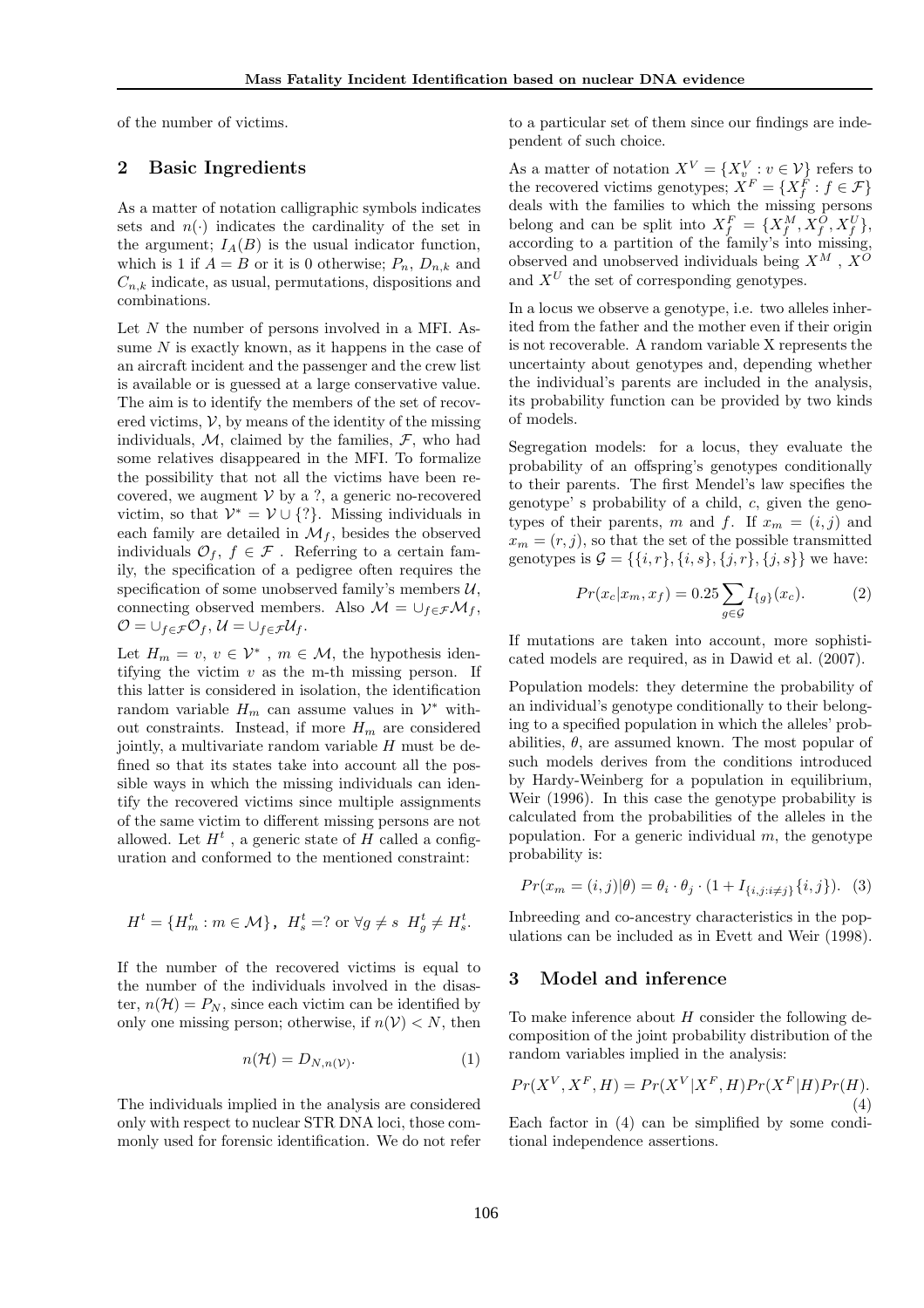of the number of victims.

## 2 Basic Ingredients

As a matter of notation calligraphic symbols indicates sets and $n(\cdot)$ indicates the cardinality of the set in the argument; $I_A(B)$ is the usual indicator function, which is 1 if $A = B$ or it is 0 otherwise; $P_n$, $D_{n,k}$ and $C_{n,k}$ indicate, as usual, permutations, dispositions and combinations.

Let $N$ the number of persons involved in a MFI. Assume $N$ is exactly known, as it happens in the case of an aircraft incident and the passenger and the crew list is available or is guessed at a large conservative value. The aim is to identify the members of the set of recovered victims, $\mathcal{V}$, by means of the identity of the missing individuals, $\mathcal{M}$, claimed by the families, $\mathcal{F}$, who had some relatives disappeared in the MFI. To formalize the possibility that not all the victims have been recovered, we augment $\mathcal{V}$ by a ?, a generic no-recovered victim, so that $\mathcal{V}^* = \mathcal{V} \cup \{?\}$. Missing individuals in each family are detailed in $\mathcal{M}_f$, besides the observed individuals $\mathcal{O}_f$, $f \in \mathcal{F}$ . Referring to a certain family, the specification of a pedigree often requires the specification of some unobserved family's members $\mathcal{U}$, connecting observed members. Also $\mathcal{M} = \cup_{f \in \mathcal{F}} \mathcal{M}_f$, $\mathcal{O} = \cup_{f \in \mathcal{F}} \mathcal{O}_f$, $\mathcal{U} = \cup_{f \in \mathcal{F}} \mathcal{U}_f$.

Let $H_m = v$, $v \in \mathcal{V}^*$ , $m \in \mathcal{M}$, the hypothesis identifying the victim $v$ as the m-th missing person. If this latter is considered in isolation, the identification random variable $H_m$ can assume values in $\mathcal{V}^*$ without constraints. Instead, if more $H_m$ are considered jointly, a multivariate random variable $H$ must be defined so that its states take into account all the possible ways in which the missing individuals can identify the recovered victims since multiple assignments of the same victim to different missing persons are not allowed. Let $H^t$ , a generic state of $H$ called a configuration and conformed to the mentioned constraint:

$$H^t = \{H^t_m : m \in \mathcal{M}\}, \;\; H^t_s = ? \text{ or } \forall g \neq s \;\; H^t_g \neq H^t_s.$$

If the number of the recovered victims is equal to the number of the individuals involved in the disaster, $n(\mathcal{H}) = P_N$, since each victim can be identified by only one missing person; otherwise, if $n(\mathcal{V}) < N$, then

$$n(\mathcal{H}) = D_{N,n(\mathcal{V})}. \tag{1}$$

The individuals implied in the analysis are considered only with respect to nuclear STR DNA loci, those commonly used for forensic identification. We do not refer to a particular set of them since our findings are independent of such choice.

As a matter of notation $X^V = \{X^V_v : v \in \mathcal{V}\}$ refers to the recovered victims genotypes; $X^F = \{X^F_f : f \in \mathcal{F}\}$ deals with the families to which the missing persons belong and can be split into $X^F_f = \{X^M_f, X^O_f, X^U_f\}$, according to a partition of the family's into missing, observed and unobserved individuals being $X^M$ , $X^O$ and $X^U$ the set of corresponding genotypes.

In a locus we observe a genotype, i.e. two alleles inherited from the father and the mother even if their origin is not recoverable. A random variable X represents the uncertainty about genotypes and, depending whether the individual's parents are included in the analysis, its probability function can be provided by two kinds of models.

Segregation models: for a locus, they evaluate the probability of an offspring's genotypes conditionally to their parents. The first Mendel's law specifies the genotype' s probability of a child, $c$, given the genotypes of their parents, $m$ and $f$. If $x_m = (i, j)$ and $x_m = (r, j)$, so that the set of the possible transmitted genotypes is $\mathcal{G} = \{\{i, r\}, \{i, s\}, \{j, r\}, \{j, s\}\}$ we have:

$$Pr(x_c|x_m, x_f) = 0.25 \sum_{g \in \mathcal{G}} I_{\{g\}}(x_c). \tag{2}$$

If mutations are taken into account, more sophisticated models are required, as in Dawid et al. (2007).

Population models: they determine the probability of an individual's genotype conditionally to their belonging to a specified population in which the alleles' probabilities, $\theta$, are assumed known. The most popular of such models derives from the conditions introduced by Hardy-Weinberg for a population in equilibrium, Weir (1996). In this case the genotype probability is calculated from the probabilities of the alleles in the population. For a generic individual $m$, the genotype probability is:

$$Pr(x_m = (i, j)|\theta) = \theta_i \cdot \theta_j \cdot (1 + I_{\{i,j:i \neq j\}}\{i, j\}). \tag{3}$$

Inbreeding and co-ancestry characteristics in the populations can be included as in Evett and Weir (1998).

## 3 Model and inference

To make inference about $H$ consider the following decomposition of the joint probability distribution of the random variables implied in the analysis:

$$Pr(X^V, X^F, H) = Pr(X^V|X^F, H)Pr(X^F|H)Pr(H). \tag{4}$$

Each factor in (4) can be simplified by some conditional independence assertions.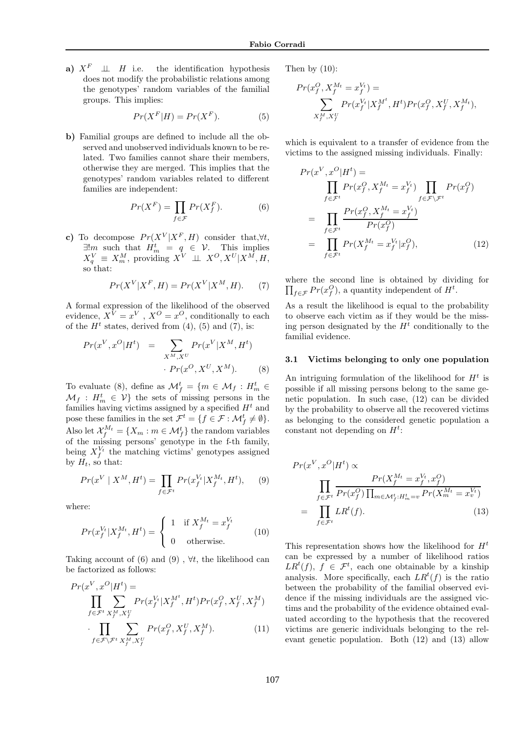**a)** $X^F \perp\!\!\!\perp H$ i.e. the identification hypothesis does not modify the probabilistic relations among the genotypes' random variables of the familial groups. This implies:

$$Pr(X^F|H) = Pr(X^F). \tag{5}$$

**b)** Familial groups are defined to include all the observed and unobserved individuals known to be related. Two families cannot share their members, otherwise they are merged. This implies that the genotypes' random variables related to different families are independent:

$$Pr(X^F) = \prod_{f \in \mathcal{F}} Pr(X^F_f). \tag{6}$$

**c)** To decompose $Pr(X^V|X^F, H)$ consider that, $\forall t$, $\exists! m$ such that $H^t_m = q \in \mathcal{V}$. This implies $X^V_q \equiv X^M_m$, providing $X^V \perp\!\!\!\perp X^O, X^U|X^M, H$, so that:

$$Pr(X^V|X^F, H) = Pr(X^V|X^M, H). \tag{7}$$

A formal expression of the likelihood of the observed evidence, $X^V = x^V$ , $X^O = x^O$, conditionally to each of the $H^t$ states, derived from (4), (5) and (7), is:

$$Pr(x^V, x^O|H^t) = \sum_{X^M, X^U} Pr(x^V|X^M, H^t) \cdot Pr(x^O, X^U, X^M). \tag{8}$$

To evaluate (8), define as $\mathcal{M}^t_f = \{m \in \mathcal{M}_f : H^t_m \in \mathcal{M}_f : H^t_m \in \mathcal{V}\}$ the sets of missing persons in the families having victims assigned by a specified $H^t$ and pose these families in the set $\mathcal{F}^t = \{f \in \mathcal{F} : \mathcal{M}^t_f \neq \emptyset\}$. Also let $\mathcal{X}^{M_t}_f = \{X_m : m \in \mathcal{M}^t_f\}$ the random variables of the missing persons' genotype in the f-th family, being $X^{V_t}_f$ the matching victims' genotypes assigned by $H_t$, so that:

$$Pr(x^V \mid X^M, H^t) = \prod_{f \in \mathcal{F}^t} Pr(x^{V_t}_f|X^{M_t}_f, H^t), \tag{9}$$

where:

$$Pr(x^{V_t}_f|X^{M_t}_f, H^t) = \begin{cases} 1 & \text{if } X^{M_t}_f = x^{V_t}_f \\ 0 & \text{otherwise.} \end{cases} \tag{10}$$

Taking account of (6) and (9) , $\forall t$, the likelihood can be factorized as follows:

$$\begin{aligned} Pr(x^V, x^O|H^t) = &\prod_{f \in \mathcal{F}^t} \sum_{X^M_f, X^U_f} Pr(x^{V_t}_f|X^{M^t}_f, H^t) Pr(x^O_f, X^U_f, X^M_f) \\ &\cdot \prod_{f \in \mathcal{F} \setminus \mathcal{F}^t} \sum_{X^M_f, X^U_f} Pr(x^O_f, X^U_f, X^M_f). \end{aligned} \tag{11}$$

Then by (10):

$$Pr(x^O_f, X^{M_t}_f = x^{V_t}_f) = \sum_{X^M_f, X^U_f} Pr(x^{V_t}_f|X^{M^t}_f, H^t) Pr(x^O_f, X^U_f, X^{M_t}_f),$$

which is equivalent to a transfer of evidence from the victims to the assigned missing individuals. Finally:

$$\begin{aligned} Pr(x^V, x^O|H^t) &= \prod_{f \in \mathcal{F}^t} Pr(x^O_f, X^{M_t}_f = x^{V_t}_f) \prod_{f \in \mathcal{F} \setminus \mathcal{F}^t} Pr(x^O_f) \\ &= \prod_{f \in \mathcal{F}^t} \frac{Pr(x^O_f, X^{M_t}_f = x^{V_t}_f)}{Pr(x^O_f)} \\ &= \prod_{f \in \mathcal{F}^t} Pr(X^{M_t}_f = x^{V_t}_f|x^O_f), \end{aligned} \tag{12}$$

where the second line is obtained by dividing for $\prod_{f \in \mathcal{F}} Pr(x^O_f)$, a quantity independent of $H^t$.

As a result the likelihood is equal to the probability to observe each victim as if they would be the missing person designated by the $H^t$ conditionally to the familial evidence.

### 3.1 Victims belonging to only one population

An intriguing formulation of the likelihood for $H^t$ is possible if all missing persons belong to the same genetic population. In such case, (12) can be divided by the probability to observe all the recovered victims as belonging to the considered genetic population a constant not depending on $H^t$:

$$\begin{aligned} Pr(x^V, x^O|H^t) &\propto \prod_{f \in \mathcal{F}^t} \frac{Pr(X^{M_t}_f = x^{V_t}_f, x^O_f)}{Pr(x^O_f) \prod_{m \in \mathcal{M}^t_f : H^t_m = v} Pr(X^{M_t}_m = x^{V_t}_v)} \\ &= \prod_{f \in \mathcal{F}^t} LR^t(f). \end{aligned} \tag{13}$$

This representation shows how the likelihood for $H^t$ can be expressed by a number of likelihood ratios $LR^t(f)$, $f \in \mathcal{F}^t$, each one obtainable by a kinship analysis. More specifically, each $LR^t(f)$ is the ratio between the probability of the familial observed evidence if the missing individuals are the assigned victims and the probability of the evidence obtained evaluated according to the hypothesis that the recovered victims are generic individuals belonging to the relevant genetic population. Both (12) and (13) allow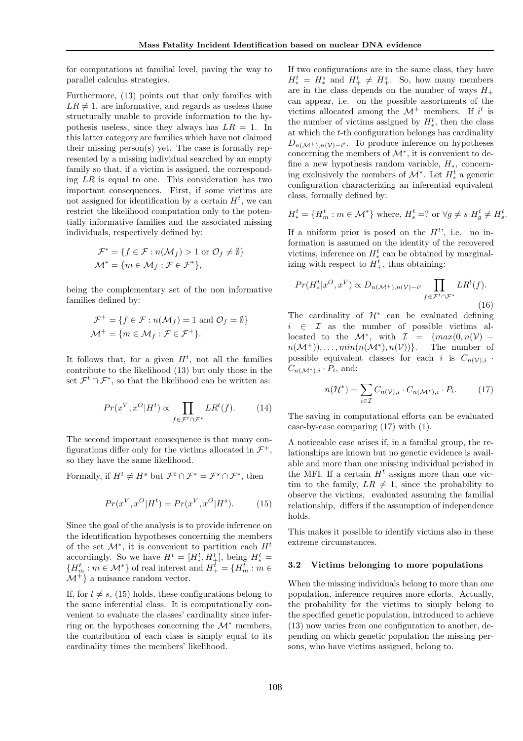for computations at familial level, paving the way to parallel calculus strategies.

Furthermore, (13) points out that only families with $LR \neq 1$, are informative, and regards as useless those structurally unable to provide information to the hypothesis useless, since they always has $LR = 1$. In this latter category are families which have not claimed their missing person(s) yet. The case is formally represented by a missing individual searched by an empty family so that, if a victim is assigned, the corresponding $LR$ is equal to one. This consideration has two important consequences. First, if some victims are not assigned for identification by a certain $H^t$, we can restrict the likelihood computation only to the potentially informative families and the associated missing individuals, respectively defined by:

$$\mathcal{F}^* = \{f \in \mathcal{F} : n(\mathcal{M}_f) > 1 \text{ or } \mathcal{O}_f \neq \emptyset\}$$
$$\mathcal{M}^* = \{m \in \mathcal{M}_f : \mathcal{F} \in \mathcal{F}^*\},$$

being the complementary set of the non informative families defined by:

$$\mathcal{F}^+ = \{f \in \mathcal{F} : n(\mathcal{M}_f) = 1 \text{ and } \mathcal{O}_f = \emptyset\}$$
$$\mathcal{M}^+ = \{m \in \mathcal{M}_f : \mathcal{F} \in \mathcal{F}^+\}.$$

It follows that, for a given $H^t$, not all the families contribute to the likelihood (13) but only those in the set $\mathcal{F}^t \cap \mathcal{F}^*$, so that the likelihood can be written as:

$$Pr(x^V, x^O|H^t) \propto \prod_{f \in \mathcal{F}^t \cap \mathcal{F}^*} LR^t(f). \tag{14}$$

The second important consequence is that many configurations differ only for the victims allocated in $\mathcal{F}^+$, so they have the same likelihood.

Formally, if $H^t \neq H^s$ but $\mathcal{F}^t \cap \mathcal{F}^* = \mathcal{F}^s \cap \mathcal{F}^*$, then

$$Pr(x^V, x^O|H^t) = Pr(x^V, x^O|H^s). \tag{15}$$

Since the goal of the analysis is to provide inference on the identification hypotheses concerning the members of the set $\mathcal{M}^*$, it is convenient to partition each $H^t$ accordingly. So we have $H^t = [H^t_*, H^t_+]$, being $H^t_* = \{H^t_m : m \in \mathcal{M}^*\}$ of real interest and $H^t_+ = \{H^t_m : m \in \mathcal{M}^+\}$ a nuisance random vector.

If, for $t \neq s$, (15) holds, these configurations belong to the same inferential class. It is computationally convenient to evaluate the classes' cardinality since inferring on the hypotheses concerning the $\mathcal{M}^*$ members, the contribution of each class is simply equal to its cardinality times the members' likelihood.

If two configurations are in the same class, they have $H^t_* = H^s_*$ and $H^t_+ \neq H^s_+$. So, how many members are in the class depends on the number of ways $H_+$ can appear, i.e. on the possible assortments of the victims allocated among the $\mathcal{M}^+$ members. If $i^t$ is the number of victims assigned by $H^t_*$, then the class at which the $t$-th configuration belongs has cardinality $D_{n(\mathcal{M}^+), n(\mathcal{V}) - i^t}$. To produce inference on hypotheses concerning the members of $\mathcal{M}^*$, it is convenient to define a new hypothesis random variable, $H_*$, concerning exclusively the members of $\mathcal{M}^*$. Let $H^t_*$ a generic configuration characterizing an inferential equivalent class, formally defined by:

$$H^t_* = \{H^t_m : m \in \mathcal{M}^*\} \text{ where, } H^t_s = ? \text{ or } \forall g \neq s \; H^t_g \neq H^t_s.$$

If a uniform prior is posed on the $H^t$', i.e. no information is assumed on the identity of the recovered victims, inference on $H^t_*$ can be obtained by marginalizing with respect to $H^t_+$, thus obtaining:

$$Pr(H^t_*|x^O, x^V) \propto D_{n(\mathcal{M}^+), n(\mathcal{V}) - i^t} \prod_{f \in \mathcal{F}^t \cap \mathcal{F}^*} LR^t(f). \tag{16}$$

The cardinality of $\mathcal{H}^*$ can be evaluated defining $i \in \mathcal{I}$ as the number of possible victims allocated to the $\mathcal{M}^*$, with $\mathcal{I} = \{max(0, n(\mathcal{V}) - n(\mathcal{M}^+)), \ldots, min(n(\mathcal{M}^*), n(\mathcal{V}))\}$. The number of possible equivalent classes for each $i$ is $C_{n(\mathcal{V}),i} \cdot C_{n(\mathcal{M}^*),i} \cdot P_i$, and:

$$n(\mathcal{H}^*) = \sum_{i \in \mathcal{I}} C_{n(\mathcal{V}),i} \cdot C_{n(\mathcal{M}^*),i} \cdot P_i. \tag{17}$$

The saving in computational efforts can be evaluated case-by-case comparing (17) with (1).

A noticeable case arises if, in a familial group, the relationships are known but no genetic evidence is available and more than one missing individual perished in the MFI. If a certain $H^t$ assigns more than one victim to the family, $LR \neq 1$, since the probability to observe the victims, evaluated assuming the familial relationship, differs if the assumption of independence holds.

This makes it possible to identify victims also in these extreme circumstances.

### 3.2 Victims belonging to more populations

When the missing individuals belong to more than one population, inference requires more efforts. Actually, the probability for the victims to simply belong to the specified genetic population, introduced to achieve (13) now varies from one configuration to another, depending on which genetic population the missing persons, who have victims assigned, belong to.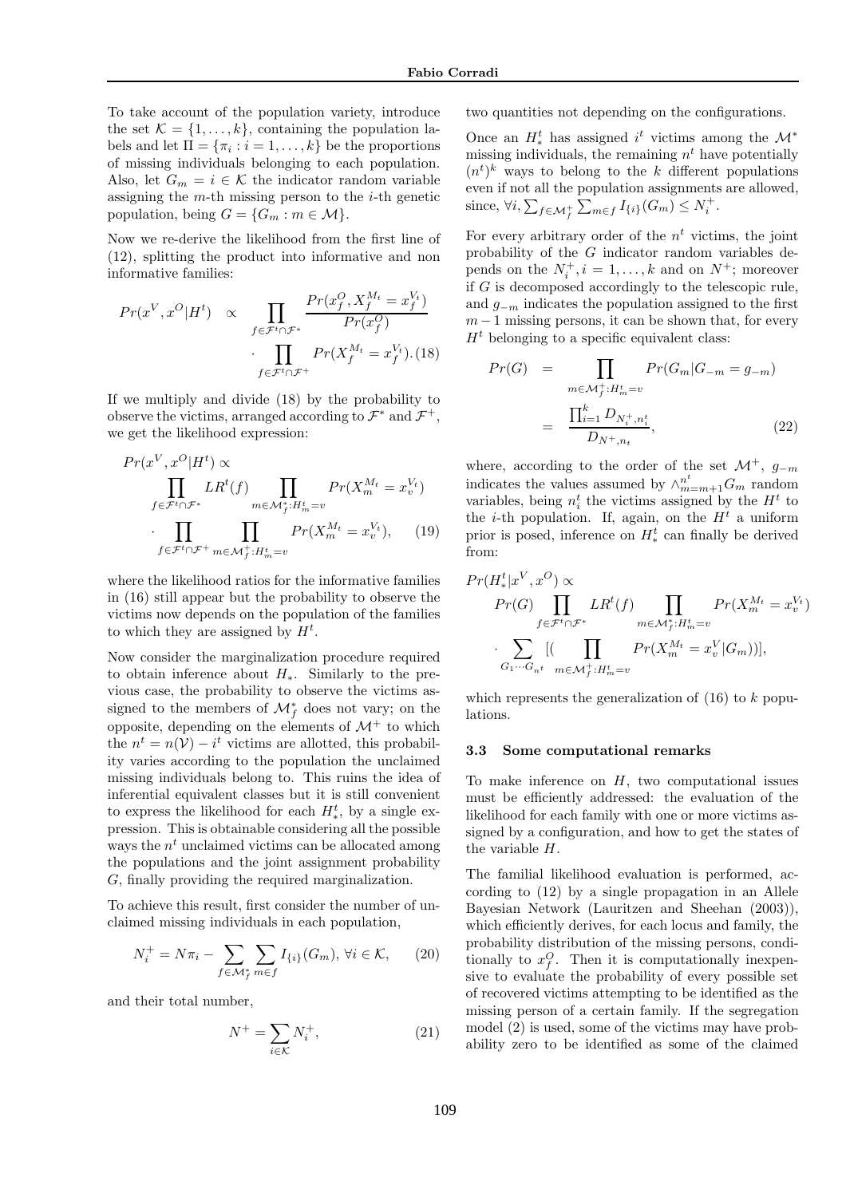To take account of the population variety, introduce the set $\mathcal{K} = \{1, \ldots, k\}$, containing the population labels and let $\Pi = \{\pi_i : i = 1, \ldots, k\}$ be the proportions of missing individuals belonging to each population. Also, let $G_m = i \in \mathcal{K}$ the indicator random variable assigning the $m$-th missing person to the $i$-th genetic population, being $G = \{G_m : m \in \mathcal{M}\}$.

Now we re-derive the likelihood from the first line of (12), splitting the product into informative and non informative families:

$$Pr(x^V, x^O|H^t) \propto \prod_{f \in \mathcal{F}^t \cap \mathcal{F}^*} \frac{Pr(x_f^O, X_f^{M_t} = x_f^{V_t})}{Pr(x_f^O)} \cdot \prod_{f \in \mathcal{F}^t \cap \mathcal{F}^+} Pr(X_f^{M_t} = x_f^{V_t}). \quad (18)$$

If we multiply and divide (18) by the probability to observe the victims, arranged according to $\mathcal{F}^*$ and $\mathcal{F}^+$, we get the likelihood expression:

$$Pr(x^V, x^O|H^t) \propto \prod_{f \in \mathcal{F}^t \cap \mathcal{F}^*} LR^t(f) \prod_{m \in \mathcal{M}_f^*: H_m^t = v} Pr(X_m^{M_t} = x_v^{V_t}) \cdot \prod_{f \in \mathcal{F}^t \cap \mathcal{F}^+} \prod_{m \in \mathcal{M}_f^+: H_m^t = v} Pr(X_m^{M_t} = x_v^{V_t}), \quad (19)$$

where the likelihood ratios for the informative families in (16) still appear but the probability to observe the victims now depends on the population of the families to which they are assigned by $H^t$.

Now consider the marginalization procedure required to obtain inference about $H_*$. Similarly to the previous case, the probability to observe the victims assigned to the members of $\mathcal{M}_f^*$ does not vary; on the opposite, depending on the elements of $\mathcal{M}^+$ to which the $n^t = n(\mathcal{V}) - i^t$ victims are allotted, this probability varies according to the population the unclaimed missing individuals belong to. This ruins the idea of inferential equivalent classes but it is still convenient to express the likelihood for each $H_*^t$, by a single expression. This is obtainable considering all the possible ways the $n^t$ unclaimed victims can be allocated among the populations and the joint assignment probability $G$, finally providing the required marginalization.

To achieve this result, first consider the number of unclaimed missing individuals in each population,

$$N_i^+ = N\pi_i - \sum_{f \in \mathcal{M}_f^*} \sum_{m \in f} I_{\{i\}}(G_m), \forall i \in \mathcal{K}, \quad (20)$$

and their total number,

$$N^+ = \sum_{i \in \mathcal{K}} N_i^+, \quad (21)$$

two quantities not depending on the configurations.

Once an $H_*^t$ has assigned $i^t$ victims among the $\mathcal{M}^*$ missing individuals, the remaining $n^t$ have potentially $(n^t)^k$ ways to belong to the $k$ different populations even if not all the population assignments are allowed, since, $\forall i, \sum_{f \in \mathcal{M}_f^+} \sum_{m \in f} I_{\{i\}}(G_m) \leq N_i^+$.

For every arbitrary order of the $n^t$ victims, the joint probability of the $G$ indicator random variables depends on the $N_i^+, i = 1, \ldots, k$ and on $N^+$; moreover if $G$ is decomposed accordingly to the telescopic rule, and $g_{-m}$ indicates the population assigned to the first $m-1$ missing persons, it can be shown that, for every $H^t$ belonging to a specific equivalent class:

$$\begin{aligned} Pr(G) &= \prod_{m \in \mathcal{M}_f^+: H_m^t = v} Pr(G_m | G_{-m} = g_{-m}) \\ &= \frac{\prod_{i=1}^k D_{N_i^+, n_i^t}}{D_{N^+, n_t}}, \end{aligned} \quad (22)$$

where, according to the order of the set $\mathcal{M}^+$, $g_{-m}$ indicates the values assumed by $\wedge_{m=m+1}^{n^t} G_m$ random variables, being $n_i^t$ the victims assigned by the $H^t$ to the $i$-th population. If, again, on the $H^t$ a uniform prior is posed, inference on $H_*^t$ can finally be derived from:

$$Pr(H_*^t|x^V, x^O) \propto Pr(G) \prod_{f \in \mathcal{F}^t \cap \mathcal{F}^*} LR^t(f) \prod_{m \in \mathcal{M}_f^*: H_m^t = v} Pr(X_m^{M_t} = x_v^{V_t}) \cdot \sum_{G_1 \cdots G_{n^t}} [( \prod_{m \in \mathcal{M}_f^+: H_m^t = v} Pr(X_m^{M_t} = x_v^V | G_m))],$$

which represents the generalization of (16) to $k$ populations.

### 3.3 Some computational remarks

To make inference on $H$, two computational issues must be efficiently addressed: the evaluation of the likelihood for each family with one or more victims assigned by a configuration, and how to get the states of the variable $H$.

The familial likelihood evaluation is performed, according to (12) by a single propagation in an Allele Bayesian Network (Lauritzen and Sheehan (2003)), which efficiently derives, for each locus and family, the probability distribution of the missing persons, conditionally to $x_f^O$. Then it is computationally inexpensive to evaluate the probability of every possible set of recovered victims attempting to be identified as the missing person of a certain family. If the segregation model (2) is used, some of the victims may have probability zero to be identified as some of the claimed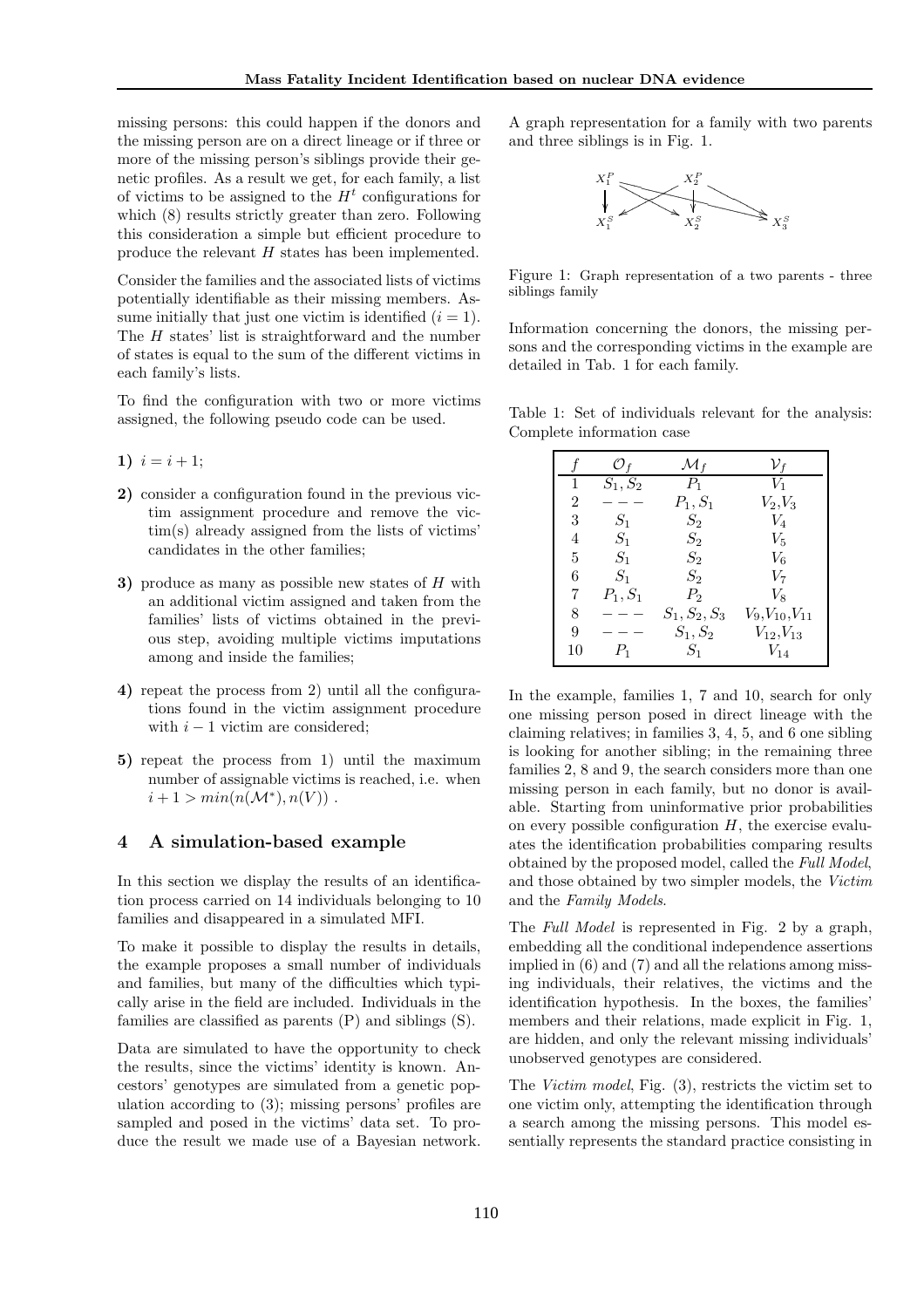missing persons: this could happen if the donors and the missing person are on a direct lineage or if three or more of the missing person's siblings provide their genetic profiles. As a result we get, for each family, a list of victims to be assigned to the $H^t$ configurations for which (8) results strictly greater than zero. Following this consideration a simple but efficient procedure to produce the relevant $H$ states has been implemented.

Consider the families and the associated lists of victims potentially identifiable as their missing members. Assume initially that just one victim is identified ($i = 1$). The $H$ states' list is straightforward and the number of states is equal to the sum of the different victims in each family's lists.

To find the configuration with two or more victims assigned, the following pseudo code can be used.

**1)** $i = i + 1$;

**2)** consider a configuration found in the previous victim assignment procedure and remove the victim(s) already assigned from the lists of victims' candidates in the other families;

**3)** produce as many as possible new states of $H$ with an additional victim assigned and taken from the families' lists of victims obtained in the previous step, avoiding multiple victims imputations among and inside the families;

**4)** repeat the process from 2) until all the configurations found in the victim assignment procedure with $i - 1$ victim are considered;

**5)** repeat the process from 1) until the maximum number of assignable victims is reached, i.e. when $i + 1 > min(n(\mathcal{M}^*), n(V))$ .

## 4 A simulation-based example

In this section we display the results of an identification process carried on 14 individuals belonging to 10 families and disappeared in a simulated MFI.

To make it possible to display the results in details, the example proposes a small number of individuals and families, but many of the difficulties which typically arise in the field are included. Individuals in the families are classified as parents (P) and siblings (S).

Data are simulated to have the opportunity to check the results, since the victims' identity is known. Ancestors' genotypes are simulated from a genetic population according to (3); missing persons' profiles are sampled and posed in the victims' data set. To produce the result we made use of a Bayesian network. A graph representation for a family with two parents and three siblings is in Fig. 1.

Figure 1: Graph representation of a two parents - three siblings family

Information concerning the donors, the missing persons and the corresponding victims in the example are detailed in Tab. 1 for each family.

Table 1: Set of individuals relevant for the analysis: Complete information case

| $f$ | $\mathcal{O}_f$ | $\mathcal{M}_f$ | $\mathcal{V}_f$ |
|---|---|---|---|
| 1 | $S_1, S_2$ | $P_1$ | $V_1$ |
| 2 | $---$ | $P_1, S_1$ | $V_2$,$V_3$ |
| 3 | $S_1$ | $S_2$ | $V_4$ |
| 4 | $S_1$ | $S_2$ | $V_5$ |
| 5 | $S_1$ | $S_2$ | $V_6$ |
| 6 | $S_1$ | $S_2$ | $V_7$ |
| 7 | $P_1, S_1$ | $P_2$ | $V_8$ |
| 8 | $---$ | $S_1, S_2, S_3$ | $V_9$,$V_{10}$,$V_{11}$ |
| 9 | $---$ | $S_1, S_2$ | $V_{12}$,$V_{13}$ |
| 10 | $P_1$ | $S_1$ | $V_{14}$ |

In the example, families 1, 7 and 10, search for only one missing person posed in direct lineage with the claiming relatives; in families 3, 4, 5, and 6 one sibling is looking for another sibling; in the remaining three families 2, 8 and 9, the search considers more than one missing person in each family, but no donor is available. Starting from uninformative prior probabilities on every possible configuration $H$, the exercise evaluates the identification probabilities comparing results obtained by the proposed model, called the *Full Model*, and those obtained by two simpler models, the *Victim* and the *Family Models*.

The *Full Model* is represented in Fig. 2 by a graph, embedding all the conditional independence assertions implied in (6) and (7) and all the relations among missing individuals, their relatives, the victims and the identification hypothesis. In the boxes, the families' members and their relations, made explicit in Fig. 1, are hidden, and only the relevant missing individuals' unobserved genotypes are considered.

The *Victim model*, Fig. (3), restricts the victim set to one victim only, attempting the identification through a search among the missing persons. This model essentially represents the standard practice consisting in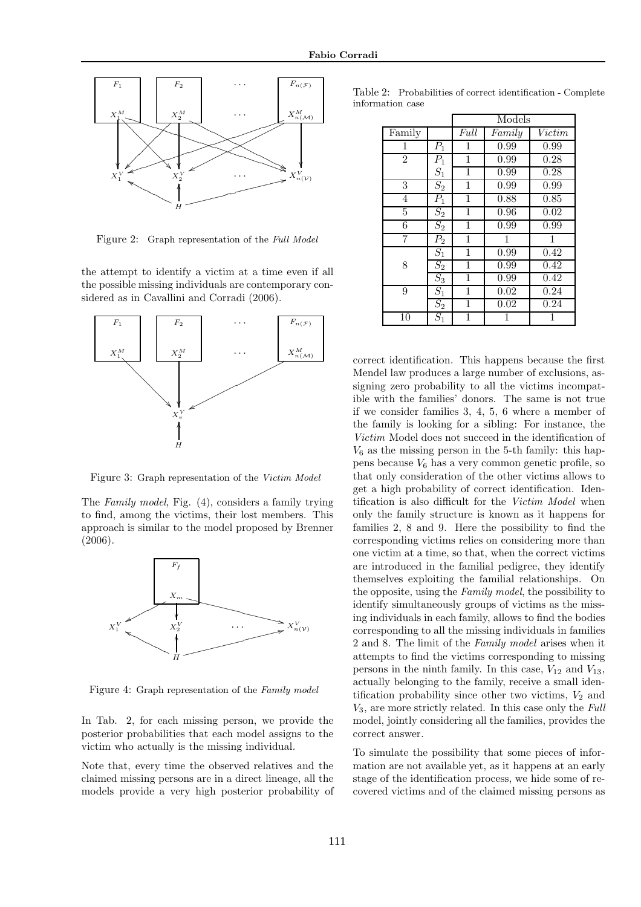Figure 2: Graph representation of the *Full Model*

the attempt to identify a victim at a time even if all the possible missing individuals are contemporary considered as in Cavallini and Corradi (2006).

Figure 3: Graph representation of the *Victim Model*

The *Family model*, Fig. (4), considers a family trying to find, among the victims, their lost members. This approach is similar to the model proposed by Brenner (2006).

Figure 4: Graph representation of the *Family model*

In Tab. 2, for each missing person, we provide the posterior probabilities that each model assigns to the victim who actually is the missing individual.

Note that, every time the observed relatives and the claimed missing persons are in a direct lineage, all the models provide a very high posterior probability of correct identification. This happens because the first Mendel law produces a large number of exclusions, assigning zero probability to all the victims incompatible with the families' donors. The same is not true if we consider families 3, 4, 5, 6 where a member of the family is looking for a sibling: For instance, the *Victim* Model does not succeed in the identification of $V_6$ as the missing person in the 5-th family: this happens because $V_6$ has a very common genetic profile, so that only consideration of the other victims allows to get a high probability of correct identification. Identification is also difficult for the *Victim Model* when only the family structure is known as it happens for families 2, 8 and 9. Here the possibility to find the corresponding victims relies on considering more than one victim at a time, so that, when the correct victims are introduced in the familial pedigree, they identify themselves exploiting the familial relationships. On the opposite, using the *Family model*, the possibility to identify simultaneously groups of victims as the missing individuals in each family, allows to find the bodies corresponding to all the missing individuals in families 2 and 8. The limit of the *Family model* arises when it attempts to find the victims corresponding to missing persons in the ninth family. In this case, $V_{12}$ and $V_{13}$, actually belonging to the family, receive a small identification probability since other two victims, $V_2$ and $V_3$, are more strictly related. In this case only the *Full* model, jointly considering all the families, provides the correct answer.

Table 2: Probabilities of correct identification - Complete information case

| | | Models | | |
|---|---|---|---|---|
| Family | | *Full* | *Family* | *Victim* |
| 1 | $P_1$ | 1 | 0.99 | 0.99 |
| 2 | $P_1$ | 1 | 0.99 | 0.28 |
| | $S_1$ | 1 | 0.99 | 0.28 |
| 3 | $S_2$ | 1 | 0.99 | 0.99 |
| 4 | $P_1$ | 1 | 0.88 | 0.85 |
| 5 | $S_2$ | 1 | 0.96 | 0.02 |
| 6 | $S_2$ | 1 | 0.99 | 0.99 |
| 7 | $P_2$ | 1 | 1 | 1 |
| 8 | $S_1$ | 1 | 0.99 | 0.42 |
| | $S_2$ | 1 | 0.99 | 0.42 |
| | $S_3$ | 1 | 0.99 | 0.42 |
| 9 | $S_1$ | 1 | 0.02 | 0.24 |
| | $S_2$ | 1 | 0.02 | 0.24 |
| 10 | $S_1$ | 1 | 1 | 1 |

To simulate the possibility that some pieces of information are not available yet, as it happens at an early stage of the identification process, we hide some of recovered victims and of the claimed missing persons as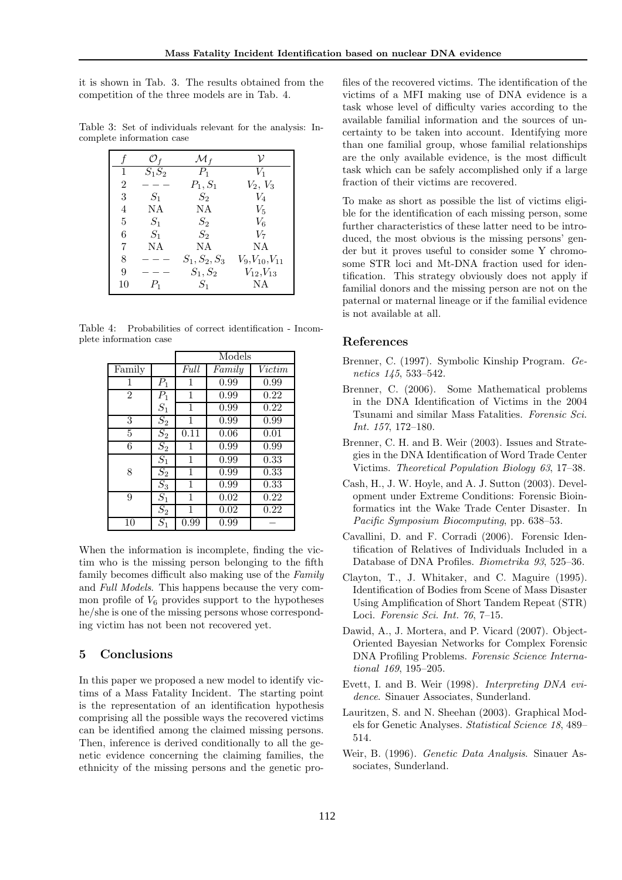it is shown in Tab. 3. The results obtained from the competition of the three models are in Tab. 4.

Table 3: Set of individuals relevant for the analysis: Incomplete information case

| $f$ | $\mathcal{O}_f$ | $\mathcal{M}_f$ | $\mathcal{V}$ |
|---|---|---|---|
| 1 | $S_1 S_2$ | $P_1$ | $V_1$ |
| 2 | $---$ | $P_1, S_1$ | $V_2$, $V_3$ |
| 3 | $S_1$ | $S_2$ | $V_4$ |
| 4 | NA | NA | $V_5$ |
| 5 | $S_1$ | $S_2$ | $V_6$ |
| 6 | $S_1$ | $S_2$ | $V_7$ |
| 7 | NA | NA | NA |
| 8 | $---$ | $S_1, S_2, S_3$ | $V_9$,$V_{10}$,$V_{11}$ |
| 9 | $---$ | $S_1, S_2$ | $V_{12}$,$V_{13}$ |
| 10 | $P_1$ | $S_1$ | NA |

Table 4: Probabilities of correct identification - Incomplete information case

| | | Models | | |
|---|---|---|---|---|
| Family | | *Full* | *Family* | *Victim* |
| 1 | $P_1$ | 1 | 0.99 | 0.99 |
| 2 | $P_1$ | 1 | 0.99 | 0.22 |
| | $S_1$ | 1 | 0.99 | 0.22 |
| 3 | $S_2$ | 1 | 0.99 | 0.99 |
| 5 | $S_2$ | 0.11 | 0.06 | 0.01 |
| 6 | $S_2$ | 1 | 0.99 | 0.99 |
| 8 | $S_1$ | 1 | 0.99 | 0.33 |
| | $S_2$ | 1 | 0.99 | 0.33 |
| | $S_3$ | 1 | 0.99 | 0.33 |
| 9 | $S_1$ | 1 | 0.02 | 0.22 |
| | $S_2$ | 1 | 0.02 | 0.22 |
| 10 | $S_1$ | 0.99 | 0.99 | – |

When the information is incomplete, finding the victim who is the missing person belonging to the fifth family becomes difficult also making use of the *Family* and *Full Models*. This happens because the very common profile of $V_6$ provides support to the hypotheses he/she is one of the missing persons whose corresponding victim has not been not recovered yet.

## 5 Conclusions

In this paper we proposed a new model to identify victims of a Mass Fatality Incident. The starting point is the representation of an identification hypothesis comprising all the possible ways the recovered victims can be identified among the claimed missing persons. Then, inference is derived conditionally to all the genetic evidence concerning the claiming families, the ethnicity of the missing persons and the genetic profiles of the recovered victims. The identification of the victims of a MFI making use of DNA evidence is a task whose level of difficulty varies according to the available familial information and the sources of uncertainty to be taken into account. Identifying more than one familial group, whose familial relationships are the only available evidence, is the most difficult task which can be safely accomplished only if a large fraction of their victims are recovered.

To make as short as possible the list of victims eligible for the identification of each missing person, some further characteristics of these latter need to be introduced, the most obvious is the missing persons' gender but it proves useful to consider some Y chromosome STR loci and Mt-DNA fraction used for identification. This strategy obviously does not apply if familial donors and the missing person are not on the paternal or maternal lineage or if the familial evidence is not available at all.

## References

Brenner, C. (1997). Symbolic Kinship Program. *Genetics 145*, 533–542.

Brenner, C. (2006). Some Mathematical problems in the DNA Identification of Victims in the 2004 Tsunami and similar Mass Fatalities. *Forensic Sci. Int. 157*, 172–180.

Brenner, C. H. and B. Weir (2003). Issues and Strategies in the DNA Identification of Word Trade Center Victims. *Theoretical Population Biology 63*, 17–38.

Cash, H., J. W. Hoyle, and A. J. Sutton (2003). Development under Extreme Conditions: Forensic Bioinformatics int the Wake Trade Center Disaster. In *Pacific Symposium Biocomputing*, pp. 638–53.

Cavallini, D. and F. Corradi (2006). Forensic Identification of Relatives of Individuals Included in a Database of DNA Profiles. *Biometrika 93*, 525–36.

Clayton, T., J. Whitaker, and C. Maguire (1995). Identification of Bodies from Scene of Mass Disaster Using Amplification of Short Tandem Repeat (STR) Loci. *Forensic Sci. Int. 76*, 7–15.

Dawid, A., J. Mortera, and P. Vicard (2007). Object-Oriented Bayesian Networks for Complex Forensic DNA Profiling Problems. *Forensic Science International 169*, 195–205.

Evett, I. and B. Weir (1998). *Interpreting DNA evidence*. Sinauer Associates, Sunderland.

Lauritzen, S. and N. Sheehan (2003). Graphical Models for Genetic Analyses. *Statistical Science 18*, 489–514.

Weir, B. (1996). *Genetic Data Analysis*. Sinauer Associates, Sunderland.